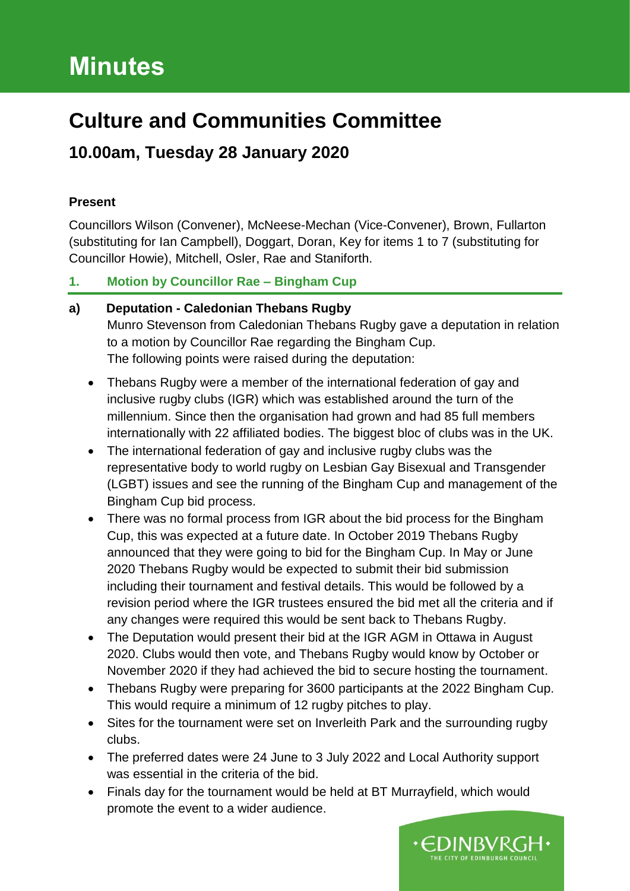# Minutes

## Culture and Communities Committee

### 10.00am, Tuesday 28 January 2020

**Present**

Councillors Wilson (Convener), McNeese-Mechan (Vice-Convener), Brown, Fullarton (substituting for Ian Campbell), Doggart, Doran, Key for items 1 to 7 (substituting for Councillor Howie), Mitchell, Osler, Rae and Staniforth.

### 1. Motion by Councillor Rae – Bingham Cup

**a) Deputation - Caledonian Thebans Rugby**

Munro Stevenson from Caledonian Thebans Rugby gave a deputation in relation to a motion by Councillor Rae regarding the Bingham Cup.

The following points were raised during the deputation:

- Thebans Rugby were a member of the international federation of gay and inclusive rugby clubs (IGR) which was established around the turn of the millennium. Since then the organisation had grown and had 85 full members internationally with 22 affiliated bodies. The biggest bloc of clubs was in the UK.
- The international federation of gay and inclusive rugby clubs was the representative body to world rugby on Lesbian Gay Bisexual and Transgender (LGBT) issues and see the running of the Bingham Cup and management of the Bingham Cup bid process.
- There was no formal process from IGR about the bid process for the Bingham Cup, this was expected at a future date. In October 2019 Thebans Rugby announced that they were going to bid for the Bingham Cup. In May or June 2020 Thebans Rugby would be expected to submit their bid submission including their tournament and festival details. This would be followed by a revision period where the IGR trustees ensured the bid met all the criteria and if any changes were required this would be sent back to Thebans Rugby.
- The Deputation would present their bid at the IGR AGM in Ottawa in August 2020. Clubs would then vote, and Thebans Rugby would know by October or November 2020 if they had achieved the bid to secure hosting the tournament.
- Thebans Rugby were preparing for 3600 participants at the 2022 Bingham Cup. This would require a minimum of 12 rugby pitches to play.
- Sites for the tournament were set on Inverleith Park and the surrounding rugby clubs.
- The preferred dates were 24 June to 3 July 2022 and Local Authority support was essential in the criteria of the bid.
- Finals day for the tournament would be held at BT Murrayfield, which would promote the event to a wider audience.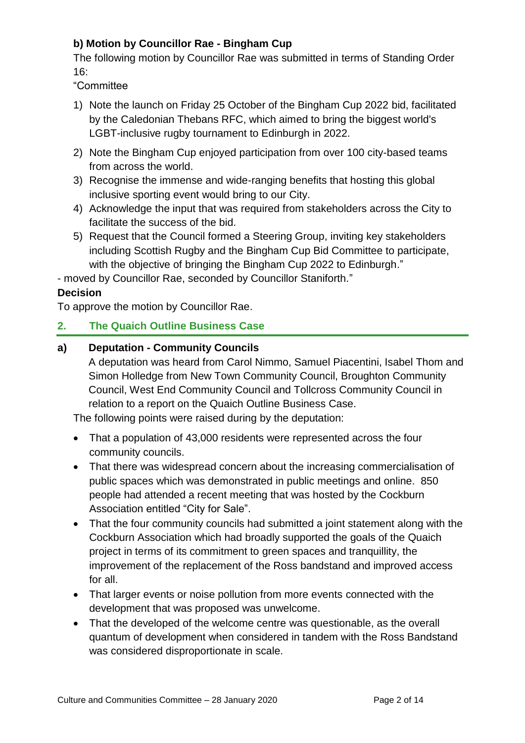**b) Motion by Councillor Rae - Bingham Cup**

The following motion by Councillor Rae was submitted in terms of Standing Order 16:

"Committee

1) Note the launch on Friday 25 October of the Bingham Cup 2022 bid, facilitated by the Caledonian Thebans RFC, which aimed to bring the biggest world's LGBT-inclusive rugby tournament to Edinburgh in 2022.
2) Note the Bingham Cup enjoyed participation from over 100 city-based teams from across the world.
3) Recognise the immense and wide-ranging benefits that hosting this global inclusive sporting event would bring to our City.
4) Acknowledge the input that was required from stakeholders across the City to facilitate the success of the bid.
5) Request that the Council formed a Steering Group, inviting key stakeholders including Scottish Rugby and the Bingham Cup Bid Committee to participate, with the objective of bringing the Bingham Cup 2022 to Edinburgh."

- moved by Councillor Rae, seconded by Councillor Staniforth."

**Decision**

To approve the motion by Councillor Rae.

## 2. The Quaich Outline Business Case

### a) Deputation - Community Councils

A deputation was heard from Carol Nimmo, Samuel Piacentini, Isabel Thom and Simon Holledge from New Town Community Council, Broughton Community Council, West End Community Council and Tollcross Community Council in relation to a report on the Quaich Outline Business Case.

The following points were raised during by the deputation:

- That a population of 43,000 residents were represented across the four community councils.
- That there was widespread concern about the increasing commercialisation of public spaces which was demonstrated in public meetings and online. 850 people had attended a recent meeting that was hosted by the Cockburn Association entitled "City for Sale".
- That the four community councils had submitted a joint statement along with the Cockburn Association which had broadly supported the goals of the Quaich project in terms of its commitment to green spaces and tranquillity, the improvement of the replacement of the Ross bandstand and improved access for all.
- That larger events or noise pollution from more events connected with the development that was proposed was unwelcome.
- That the developed of the welcome centre was questionable, as the overall quantum of development when considered in tandem with the Ross Bandstand was considered disproportionate in scale.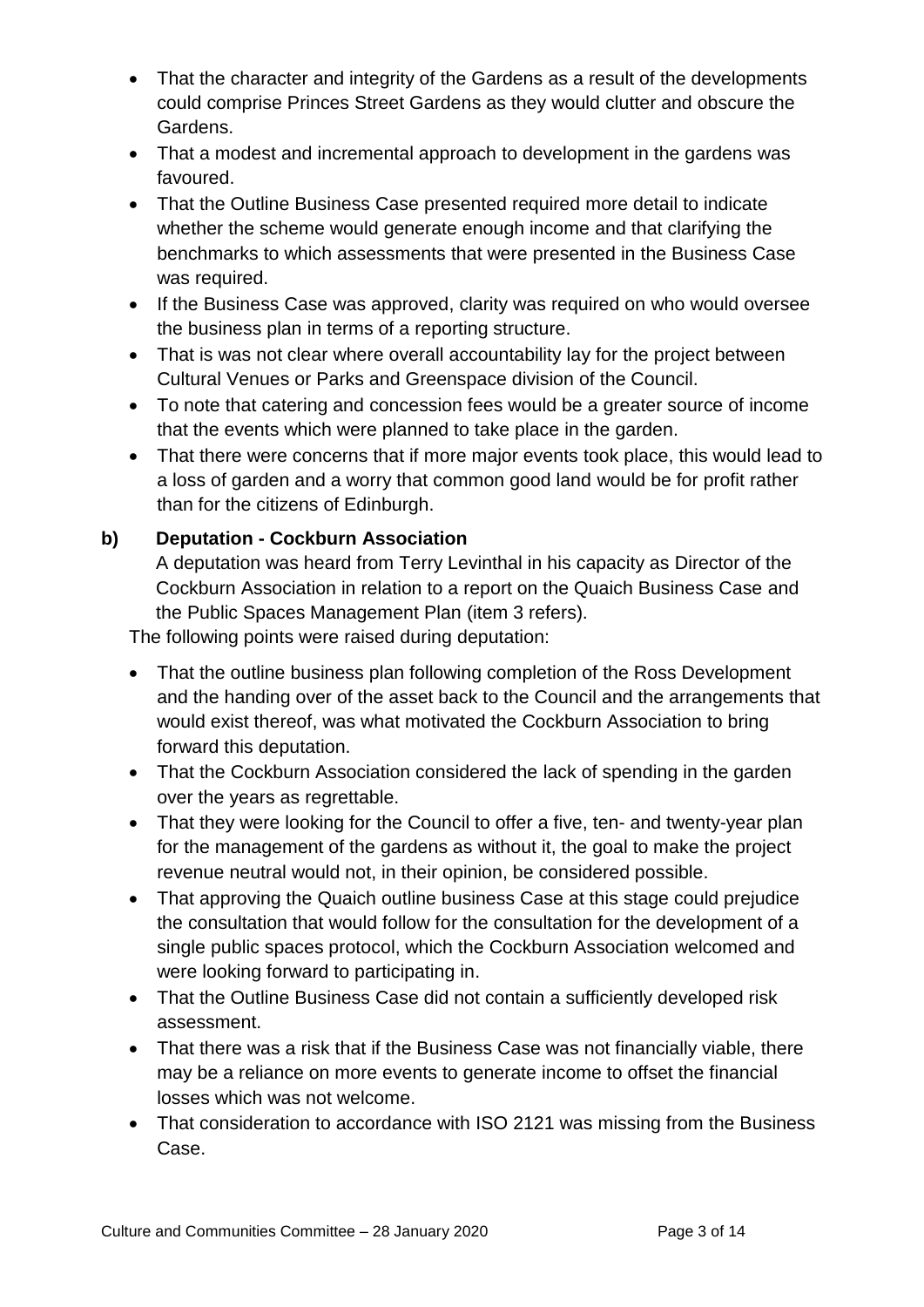- That the character and integrity of the Gardens as a result of the developments could comprise Princes Street Gardens as they would clutter and obscure the Gardens.
- That a modest and incremental approach to development in the gardens was favoured.
- That the Outline Business Case presented required more detail to indicate whether the scheme would generate enough income and that clarifying the benchmarks to which assessments that were presented in the Business Case was required.
- If the Business Case was approved, clarity was required on who would oversee the business plan in terms of a reporting structure.
- That is was not clear where overall accountability lay for the project between Cultural Venues or Parks and Greenspace division of the Council.
- To note that catering and concession fees would be a greater source of income that the events which were planned to take place in the garden.
- That there were concerns that if more major events took place, this would lead to a loss of garden and a worry that common good land would be for profit rather than for the citizens of Edinburgh.

**b) Deputation - Cockburn Association**

A deputation was heard from Terry Levinthal in his capacity as Director of the Cockburn Association in relation to a report on the Quaich Business Case and the Public Spaces Management Plan (item 3 refers).

The following points were raised during deputation:

- That the outline business plan following completion of the Ross Development and the handing over of the asset back to the Council and the arrangements that would exist thereof, was what motivated the Cockburn Association to bring forward this deputation.
- That the Cockburn Association considered the lack of spending in the garden over the years as regrettable.
- That they were looking for the Council to offer a five, ten- and twenty-year plan for the management of the gardens as without it, the goal to make the project revenue neutral would not, in their opinion, be considered possible.
- That approving the Quaich outline business Case at this stage could prejudice the consultation that would follow for the consultation for the development of a single public spaces protocol, which the Cockburn Association welcomed and were looking forward to participating in.
- That the Outline Business Case did not contain a sufficiently developed risk assessment.
- That there was a risk that if the Business Case was not financially viable, there may be a reliance on more events to generate income to offset the financial losses which was not welcome.
- That consideration to accordance with ISO 2121 was missing from the Business Case.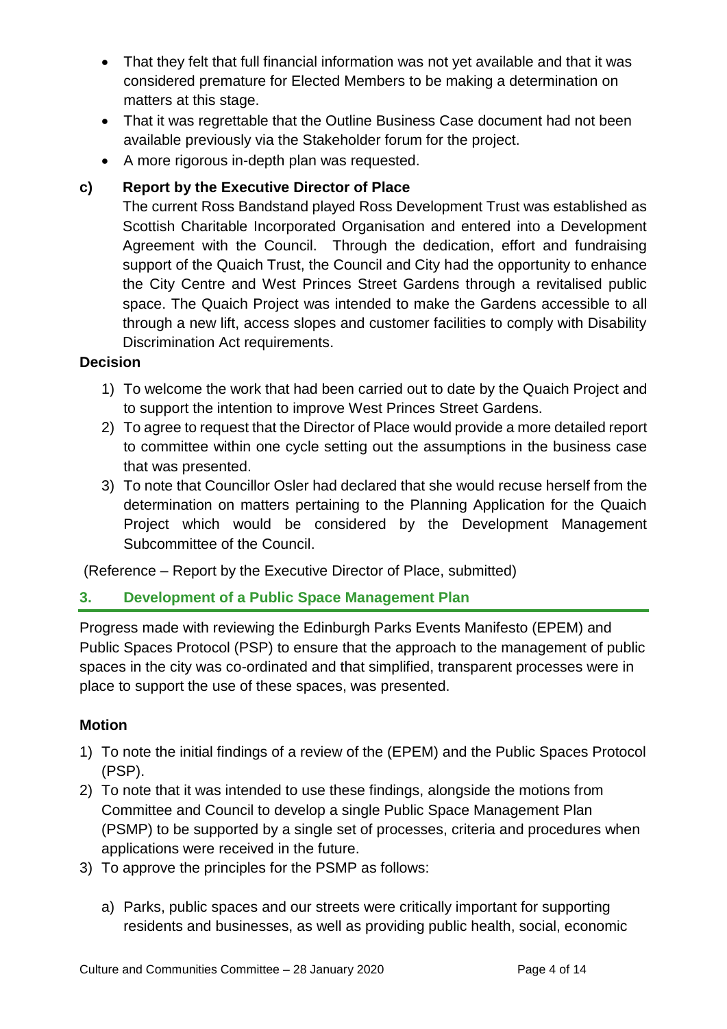- That they felt that full financial information was not yet available and that it was considered premature for Elected Members to be making a determination on matters at this stage.
- That it was regrettable that the Outline Business Case document had not been available previously via the Stakeholder forum for the project.
- A more rigorous in-depth plan was requested.

**c) Report by the Executive Director of Place**

The current Ross Bandstand played Ross Development Trust was established as Scottish Charitable Incorporated Organisation and entered into a Development Agreement with the Council. Through the dedication, effort and fundraising support of the Quaich Trust, the Council and City had the opportunity to enhance the City Centre and West Princes Street Gardens through a revitalised public space. The Quaich Project was intended to make the Gardens accessible to all through a new lift, access slopes and customer facilities to comply with Disability Discrimination Act requirements.

**Decision**

1) To welcome the work that had been carried out to date by the Quaich Project and to support the intention to improve West Princes Street Gardens.
2) To agree to request that the Director of Place would provide a more detailed report to committee within one cycle setting out the assumptions in the business case that was presented.
3) To note that Councillor Osler had declared that she would recuse herself from the determination on matters pertaining to the Planning Application for the Quaich Project which would be considered by the Development Management Subcommittee of the Council.

(Reference – Report by the Executive Director of Place, submitted)

## 3. Development of a Public Space Management Plan

Progress made with reviewing the Edinburgh Parks Events Manifesto (EPEM) and Public Spaces Protocol (PSP) to ensure that the approach to the management of public spaces in the city was co-ordinated and that simplified, transparent processes were in place to support the use of these spaces, was presented.

**Motion**

1) To note the initial findings of a review of the (EPEM) and the Public Spaces Protocol (PSP).
2) To note that it was intended to use these findings, alongside the motions from Committee and Council to develop a single Public Space Management Plan (PSMP) to be supported by a single set of processes, criteria and procedures when applications were received in the future.
3) To approve the principles for the PSMP as follows:

    a) Parks, public spaces and our streets were critically important for supporting residents and businesses, as well as providing public health, social, economic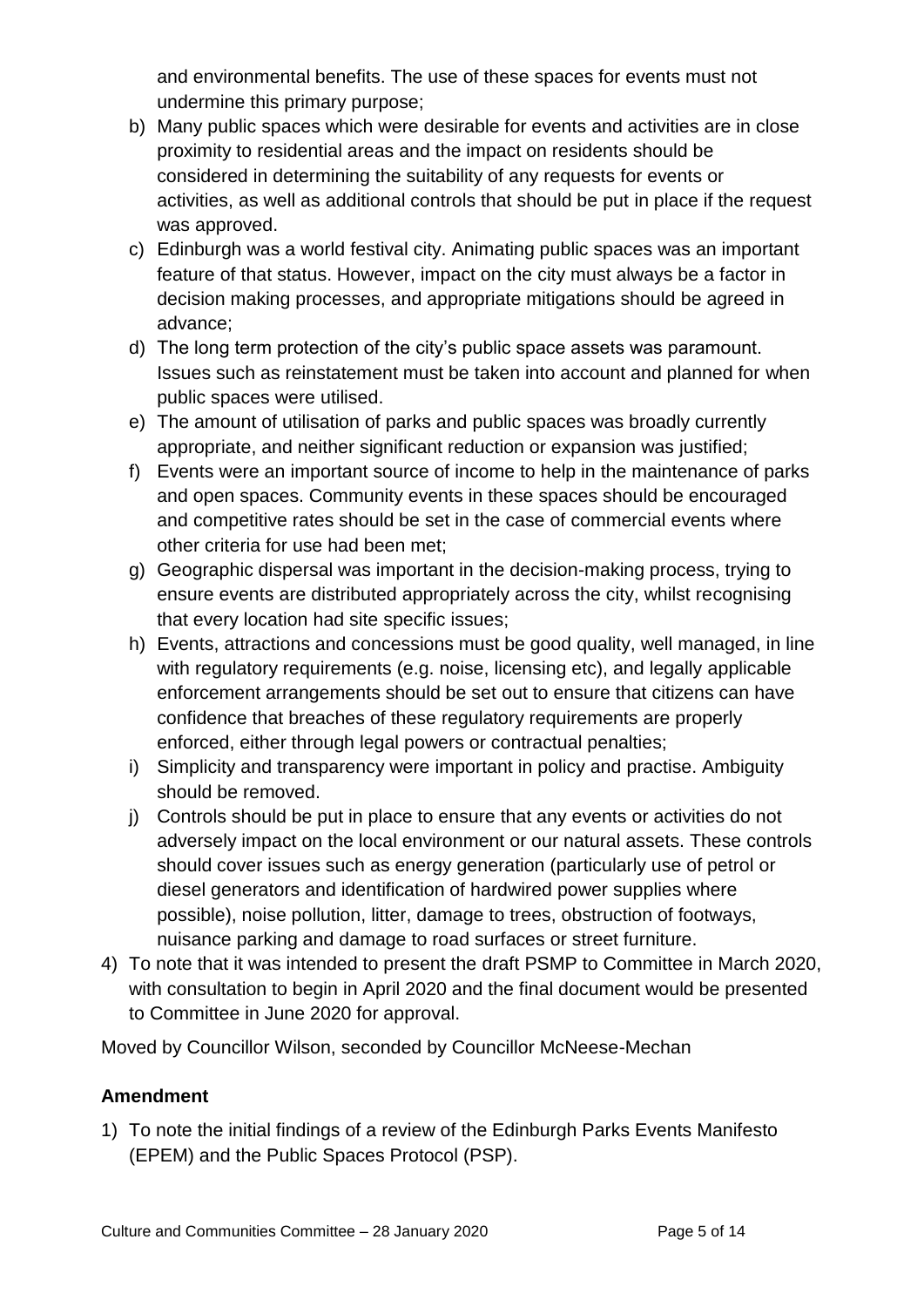and environmental benefits. The use of these spaces for events must not undermine this primary purpose;

b) Many public spaces which were desirable for events and activities are in close proximity to residential areas and the impact on residents should be considered in determining the suitability of any requests for events or activities, as well as additional controls that should be put in place if the request was approved.

c) Edinburgh was a world festival city. Animating public spaces was an important feature of that status. However, impact on the city must always be a factor in decision making processes, and appropriate mitigations should be agreed in advance;

d) The long term protection of the city's public space assets was paramount. Issues such as reinstatement must be taken into account and planned for when public spaces were utilised.

e) The amount of utilisation of parks and public spaces was broadly currently appropriate, and neither significant reduction or expansion was justified;

f) Events were an important source of income to help in the maintenance of parks and open spaces. Community events in these spaces should be encouraged and competitive rates should be set in the case of commercial events where other criteria for use had been met;

g) Geographic dispersal was important in the decision-making process, trying to ensure events are distributed appropriately across the city, whilst recognising that every location had site specific issues;

h) Events, attractions and concessions must be good quality, well managed, in line with regulatory requirements (e.g. noise, licensing etc), and legally applicable enforcement arrangements should be set out to ensure that citizens can have confidence that breaches of these regulatory requirements are properly enforced, either through legal powers or contractual penalties;

i) Simplicity and transparency were important in policy and practise. Ambiguity should be removed.

j) Controls should be put in place to ensure that any events or activities do not adversely impact on the local environment or our natural assets. These controls should cover issues such as energy generation (particularly use of petrol or diesel generators and identification of hardwired power supplies where possible), noise pollution, litter, damage to trees, obstruction of footways, nuisance parking and damage to road surfaces or street furniture.

4) To note that it was intended to present the draft PSMP to Committee in March 2020, with consultation to begin in April 2020 and the final document would be presented to Committee in June 2020 for approval.

Moved by Councillor Wilson, seconded by Councillor McNeese-Mechan

**Amendment**

1) To note the initial findings of a review of the Edinburgh Parks Events Manifesto (EPEM) and the Public Spaces Protocol (PSP).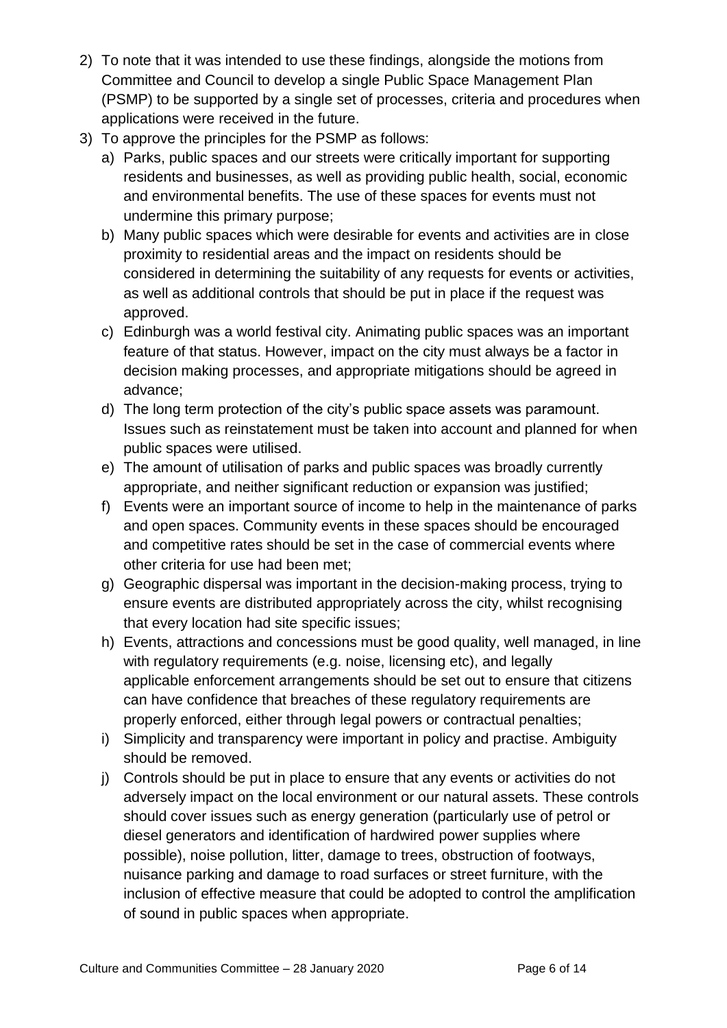2) To note that it was intended to use these findings, alongside the motions from Committee and Council to develop a single Public Space Management Plan (PSMP) to be supported by a single set of processes, criteria and procedures when applications were received in the future.
3) To approve the principles for the PSMP as follows:
   a) Parks, public spaces and our streets were critically important for supporting residents and businesses, as well as providing public health, social, economic and environmental benefits. The use of these spaces for events must not undermine this primary purpose;
   b) Many public spaces which were desirable for events and activities are in close proximity to residential areas and the impact on residents should be considered in determining the suitability of any requests for events or activities, as well as additional controls that should be put in place if the request was approved.
   c) Edinburgh was a world festival city. Animating public spaces was an important feature of that status. However, impact on the city must always be a factor in decision making processes, and appropriate mitigations should be agreed in advance;
   d) The long term protection of the city's public space assets was paramount. Issues such as reinstatement must be taken into account and planned for when public spaces were utilised.
   e) The amount of utilisation of parks and public spaces was broadly currently appropriate, and neither significant reduction or expansion was justified;
   f) Events were an important source of income to help in the maintenance of parks and open spaces. Community events in these spaces should be encouraged and competitive rates should be set in the case of commercial events where other criteria for use had been met;
   g) Geographic dispersal was important in the decision-making process, trying to ensure events are distributed appropriately across the city, whilst recognising that every location had site specific issues;
   h) Events, attractions and concessions must be good quality, well managed, in line with regulatory requirements (e.g. noise, licensing etc), and legally applicable enforcement arrangements should be set out to ensure that citizens can have confidence that breaches of these regulatory requirements are properly enforced, either through legal powers or contractual penalties;
   i) Simplicity and transparency were important in policy and practise. Ambiguity should be removed.
   j) Controls should be put in place to ensure that any events or activities do not adversely impact on the local environment or our natural assets. These controls should cover issues such as energy generation (particularly use of petrol or diesel generators and identification of hardwired power supplies where possible), noise pollution, litter, damage to trees, obstruction of footways, nuisance parking and damage to road surfaces or street furniture, with the inclusion of effective measure that could be adopted to control the amplification of sound in public spaces when appropriate.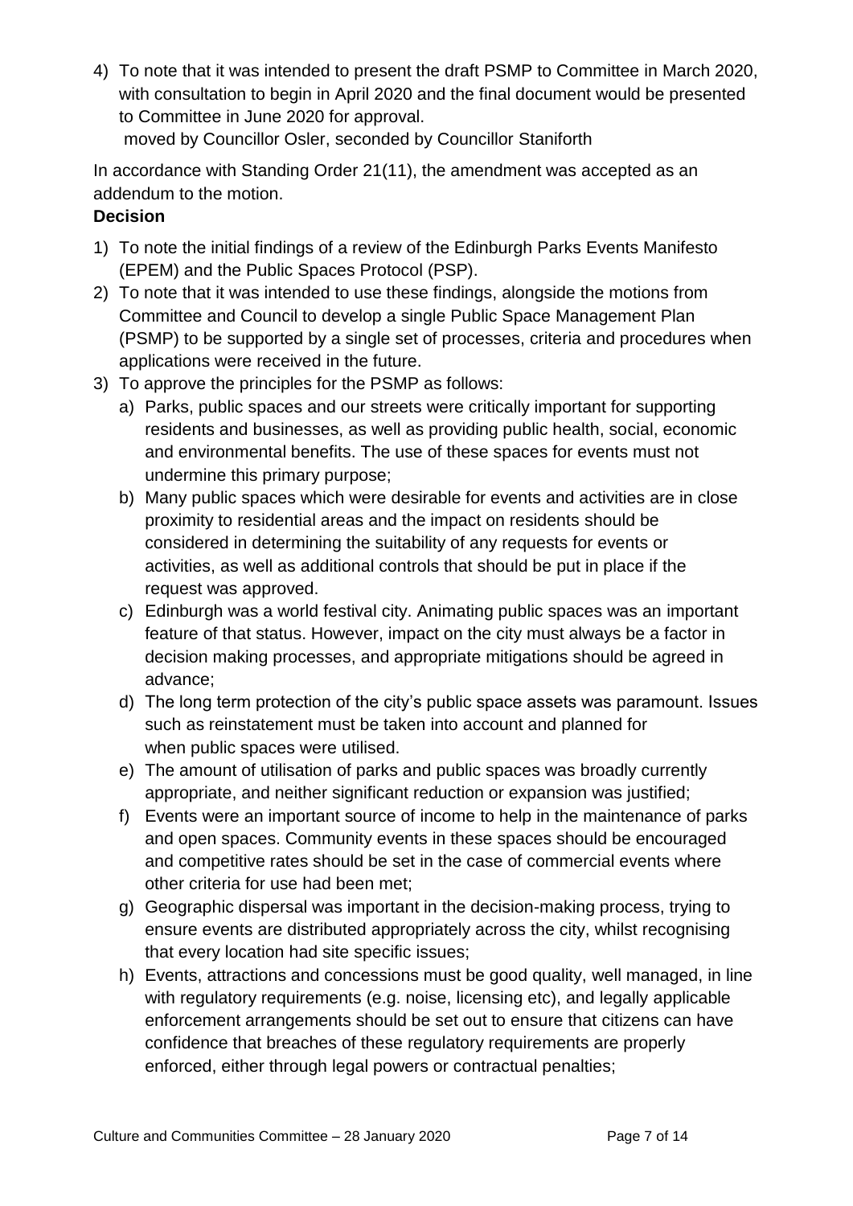4) To note that it was intended to present the draft PSMP to Committee in March 2020, with consultation to begin in April 2020 and the final document would be presented to Committee in June 2020 for approval.

   moved by Councillor Osler, seconded by Councillor Staniforth

In accordance with Standing Order 21(11), the amendment was accepted as an addendum to the motion.

**Decision**

1) To note the initial findings of a review of the Edinburgh Parks Events Manifesto (EPEM) and the Public Spaces Protocol (PSP).
2) To note that it was intended to use these findings, alongside the motions from Committee and Council to develop a single Public Space Management Plan (PSMP) to be supported by a single set of processes, criteria and procedures when applications were received in the future.
3) To approve the principles for the PSMP as follows:
   a) Parks, public spaces and our streets were critically important for supporting residents and businesses, as well as providing public health, social, economic and environmental benefits. The use of these spaces for events must not undermine this primary purpose;
   b) Many public spaces which were desirable for events and activities are in close proximity to residential areas and the impact on residents should be considered in determining the suitability of any requests for events or activities, as well as additional controls that should be put in place if the request was approved.
   c) Edinburgh was a world festival city. Animating public spaces was an important feature of that status. However, impact on the city must always be a factor in decision making processes, and appropriate mitigations should be agreed in advance;
   d) The long term protection of the city's public space assets was paramount. Issues such as reinstatement must be taken into account and planned for when public spaces were utilised.
   e) The amount of utilisation of parks and public spaces was broadly currently appropriate, and neither significant reduction or expansion was justified;
   f) Events were an important source of income to help in the maintenance of parks and open spaces. Community events in these spaces should be encouraged and competitive rates should be set in the case of commercial events where other criteria for use had been met;
   g) Geographic dispersal was important in the decision-making process, trying to ensure events are distributed appropriately across the city, whilst recognising that every location had site specific issues;
   h) Events, attractions and concessions must be good quality, well managed, in line with regulatory requirements (e.g. noise, licensing etc), and legally applicable enforcement arrangements should be set out to ensure that citizens can have confidence that breaches of these regulatory requirements are properly enforced, either through legal powers or contractual penalties;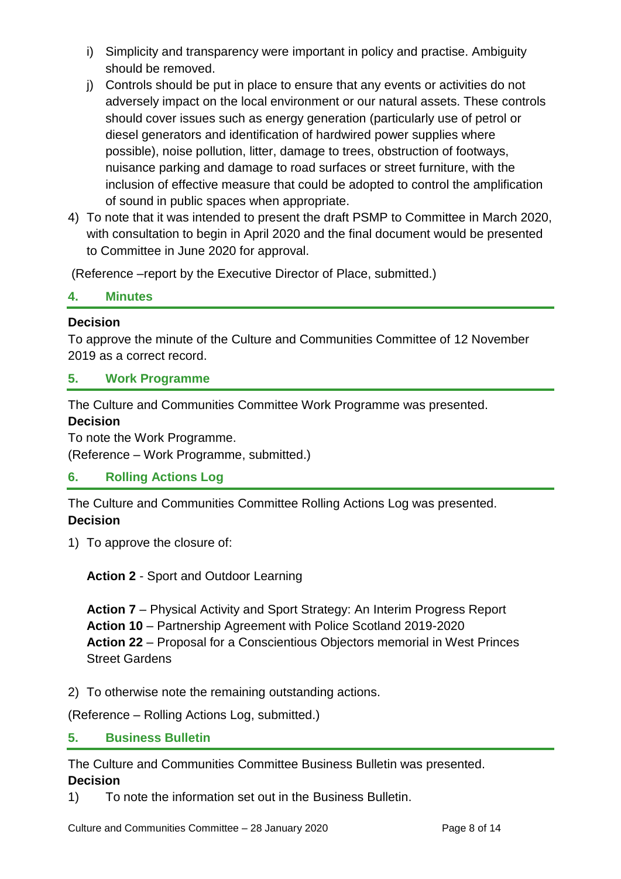i) Simplicity and transparency were important in policy and practise. Ambiguity should be removed.
j) Controls should be put in place to ensure that any events or activities do not adversely impact on the local environment or our natural assets. These controls should cover issues such as energy generation (particularly use of petrol or diesel generators and identification of hardwired power supplies where possible), noise pollution, litter, damage to trees, obstruction of footways, nuisance parking and damage to road surfaces or street furniture, with the inclusion of effective measure that could be adopted to control the amplification of sound in public spaces when appropriate.

4) To note that it was intended to present the draft PSMP to Committee in March 2020, with consultation to begin in April 2020 and the final document would be presented to Committee in June 2020 for approval.

(Reference –report by the Executive Director of Place, submitted.)

## 4. Minutes

**Decision**

To approve the minute of the Culture and Communities Committee of 12 November 2019 as a correct record.

## 5. Work Programme

The Culture and Communities Committee Work Programme was presented.

**Decision**

To note the Work Programme.

(Reference – Work Programme, submitted.)

## 6. Rolling Actions Log

The Culture and Communities Committee Rolling Actions Log was presented.

**Decision**

1) To approve the closure of:

   **Action 2** - Sport and Outdoor Learning

   **Action 7** – Physical Activity and Sport Strategy: An Interim Progress Report
   **Action 10** – Partnership Agreement with Police Scotland 2019-2020
   **Action 22** – Proposal for a Conscientious Objectors memorial in West Princes Street Gardens

2) To otherwise note the remaining outstanding actions.

(Reference – Rolling Actions Log, submitted.)

## 5. Business Bulletin

The Culture and Communities Committee Business Bulletin was presented.

**Decision**

1) To note the information set out in the Business Bulletin.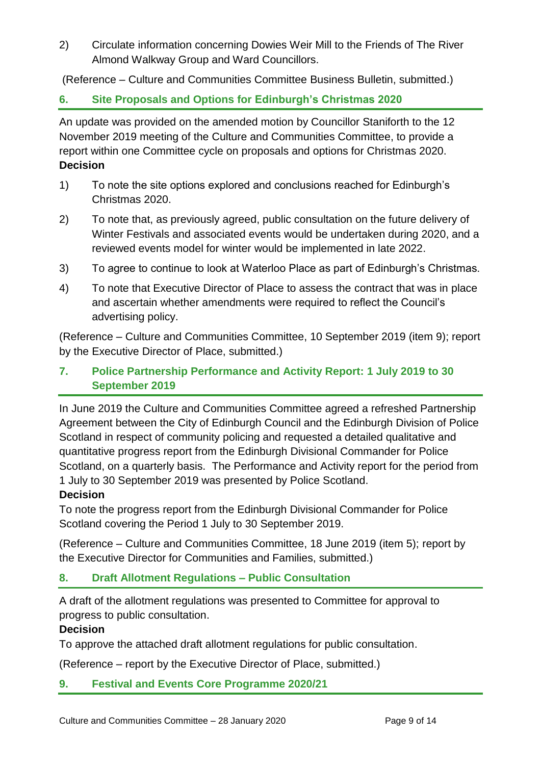2) Circulate information concerning Dowies Weir Mill to the Friends of The River Almond Walkway Group and Ward Councillors.

(Reference – Culture and Communities Committee Business Bulletin, submitted.)

## 6. Site Proposals and Options for Edinburgh's Christmas 2020

An update was provided on the amended motion by Councillor Staniforth to the 12 November 2019 meeting of the Culture and Communities Committee, to provide a report within one Committee cycle on proposals and options for Christmas 2020.

**Decision**

1) To note the site options explored and conclusions reached for Edinburgh's Christmas 2020.
2) To note that, as previously agreed, public consultation on the future delivery of Winter Festivals and associated events would be undertaken during 2020, and a reviewed events model for winter would be implemented in late 2022.
3) To agree to continue to look at Waterloo Place as part of Edinburgh's Christmas.
4) To note that Executive Director of Place to assess the contract that was in place and ascertain whether amendments were required to reflect the Council's advertising policy.

(Reference – Culture and Communities Committee, 10 September 2019 (item 9); report by the Executive Director of Place, submitted.)

## 7. Police Partnership Performance and Activity Report: 1 July 2019 to 30 September 2019

In June 2019 the Culture and Communities Committee agreed a refreshed Partnership Agreement between the City of Edinburgh Council and the Edinburgh Division of Police Scotland in respect of community policing and requested a detailed qualitative and quantitative progress report from the Edinburgh Divisional Commander for Police Scotland, on a quarterly basis. The Performance and Activity report for the period from 1 July to 30 September 2019 was presented by Police Scotland.

**Decision**

To note the progress report from the Edinburgh Divisional Commander for Police Scotland covering the Period 1 July to 30 September 2019.

(Reference – Culture and Communities Committee, 18 June 2019 (item 5); report by the Executive Director for Communities and Families, submitted.)

## 8. Draft Allotment Regulations – Public Consultation

A draft of the allotment regulations was presented to Committee for approval to progress to public consultation.

**Decision**

To approve the attached draft allotment regulations for public consultation.

(Reference – report by the Executive Director of Place, submitted.)

## 9. Festival and Events Core Programme 2020/21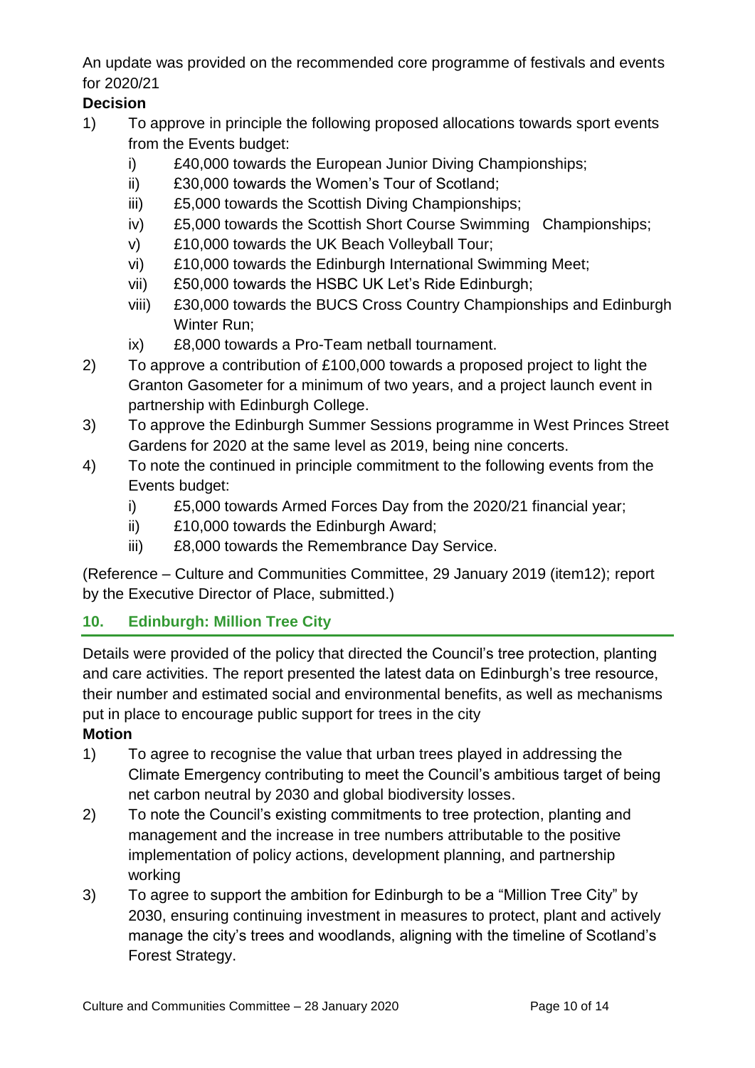An update was provided on the recommended core programme of festivals and events for 2020/21

**Decision**

1) To approve in principle the following proposed allocations towards sport events from the Events budget:
    i) £40,000 towards the European Junior Diving Championships;
    ii) £30,000 towards the Women's Tour of Scotland;
    iii) £5,000 towards the Scottish Diving Championships;
    iv) £5,000 towards the Scottish Short Course Swimming Championships;
    v) £10,000 towards the UK Beach Volleyball Tour;
    vi) £10,000 towards the Edinburgh International Swimming Meet;
    vii) £50,000 towards the HSBC UK Let's Ride Edinburgh;
    viii) £30,000 towards the BUCS Cross Country Championships and Edinburgh Winter Run;
    ix) £8,000 towards a Pro-Team netball tournament.
2) To approve a contribution of £100,000 towards a proposed project to light the Granton Gasometer for a minimum of two years, and a project launch event in partnership with Edinburgh College.
3) To approve the Edinburgh Summer Sessions programme in West Princes Street Gardens for 2020 at the same level as 2019, being nine concerts.
4) To note the continued in principle commitment to the following events from the Events budget:
    i) £5,000 towards Armed Forces Day from the 2020/21 financial year;
    ii) £10,000 towards the Edinburgh Award;
    iii) £8,000 towards the Remembrance Day Service.

(Reference – Culture and Communities Committee, 29 January 2019 (item12); report by the Executive Director of Place, submitted.)

## 10. Edinburgh: Million Tree City

Details were provided of the policy that directed the Council's tree protection, planting and care activities. The report presented the latest data on Edinburgh's tree resource, their number and estimated social and environmental benefits, as well as mechanisms put in place to encourage public support for trees in the city

**Motion**

1) To agree to recognise the value that urban trees played in addressing the Climate Emergency contributing to meet the Council's ambitious target of being net carbon neutral by 2030 and global biodiversity losses.
2) To note the Council's existing commitments to tree protection, planting and management and the increase in tree numbers attributable to the positive implementation of policy actions, development planning, and partnership working
3) To agree to support the ambition for Edinburgh to be a "Million Tree City" by 2030, ensuring continuing investment in measures to protect, plant and actively manage the city's trees and woodlands, aligning with the timeline of Scotland's Forest Strategy.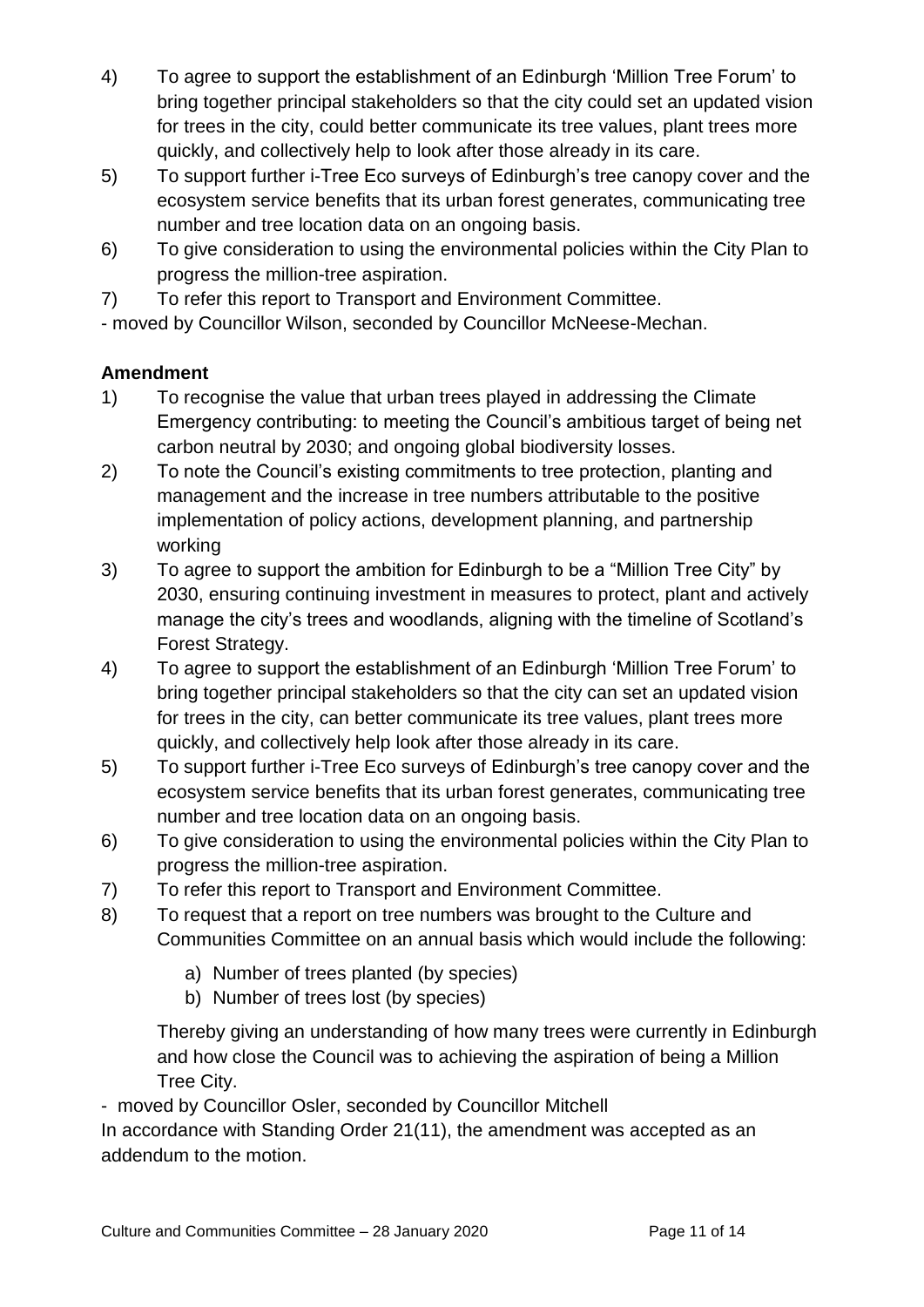4) To agree to support the establishment of an Edinburgh 'Million Tree Forum' to bring together principal stakeholders so that the city could set an updated vision for trees in the city, could better communicate its tree values, plant trees more quickly, and collectively help to look after those already in its care.
5) To support further i-Tree Eco surveys of Edinburgh's tree canopy cover and the ecosystem service benefits that its urban forest generates, communicating tree number and tree location data on an ongoing basis.
6) To give consideration to using the environmental policies within the City Plan to progress the million-tree aspiration.
7) To refer this report to Transport and Environment Committee.

- moved by Councillor Wilson, seconded by Councillor McNeese-Mechan.

**Amendment**

1) To recognise the value that urban trees played in addressing the Climate Emergency contributing: to meeting the Council's ambitious target of being net carbon neutral by 2030; and ongoing global biodiversity losses.
2) To note the Council's existing commitments to tree protection, planting and management and the increase in tree numbers attributable to the positive implementation of policy actions, development planning, and partnership working
3) To agree to support the ambition for Edinburgh to be a "Million Tree City" by 2030, ensuring continuing investment in measures to protect, plant and actively manage the city's trees and woodlands, aligning with the timeline of Scotland's Forest Strategy.
4) To agree to support the establishment of an Edinburgh 'Million Tree Forum' to bring together principal stakeholders so that the city can set an updated vision for trees in the city, can better communicate its tree values, plant trees more quickly, and collectively help look after those already in its care.
5) To support further i-Tree Eco surveys of Edinburgh's tree canopy cover and the ecosystem service benefits that its urban forest generates, communicating tree number and tree location data on an ongoing basis.
6) To give consideration to using the environmental policies within the City Plan to progress the million-tree aspiration.
7) To refer this report to Transport and Environment Committee.
8) To request that a report on tree numbers was brought to the Culture and Communities Committee on an annual basis which would include the following:

    a) Number of trees planted (by species)
    b) Number of trees lost (by species)

    Thereby giving an understanding of how many trees were currently in Edinburgh and how close the Council was to achieving the aspiration of being a Million Tree City.

- moved by Councillor Osler, seconded by Councillor Mitchell

In accordance with Standing Order 21(11), the amendment was accepted as an addendum to the motion.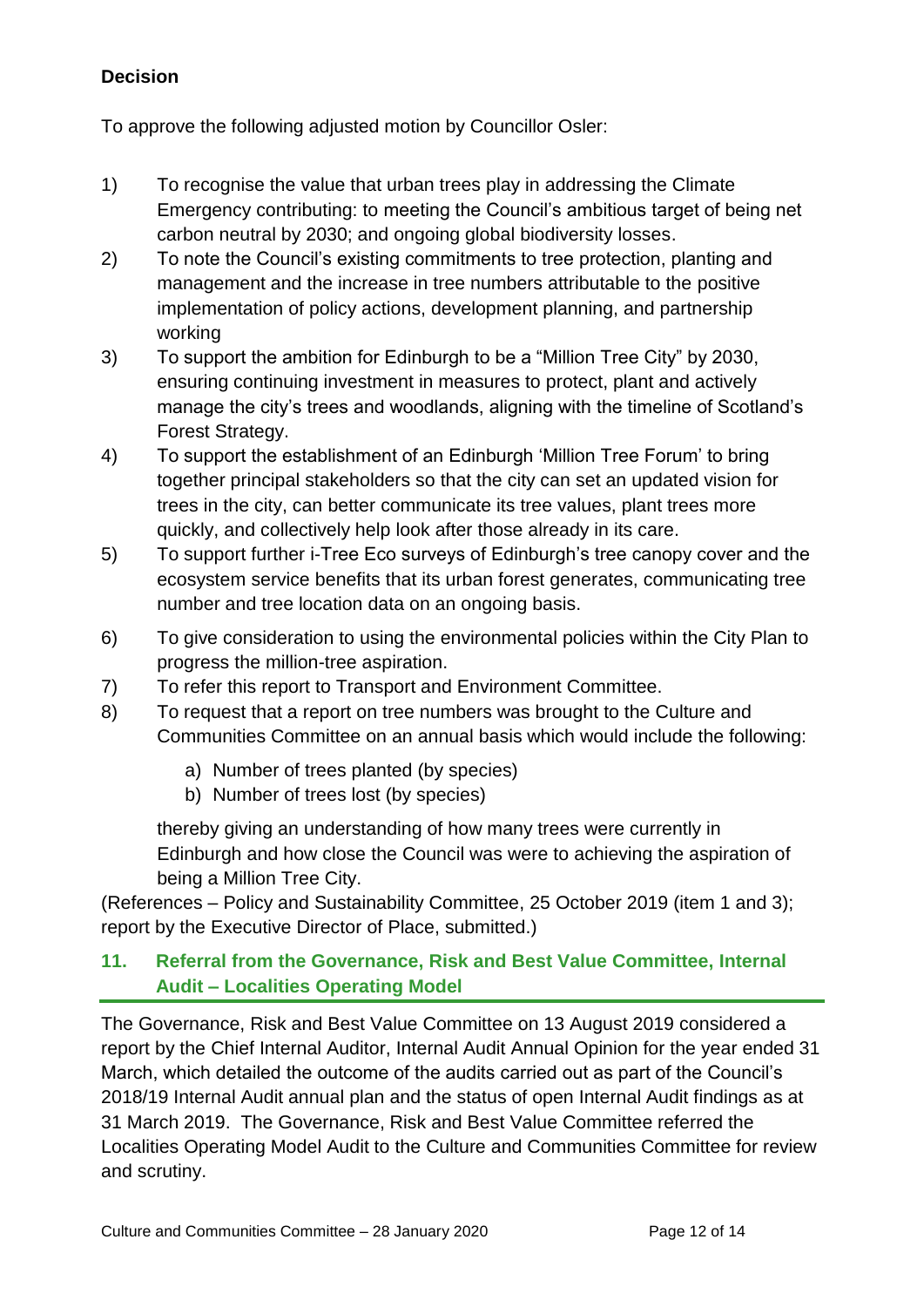**Decision**

To approve the following adjusted motion by Councillor Osler:

1) To recognise the value that urban trees play in addressing the Climate Emergency contributing: to meeting the Council's ambitious target of being net carbon neutral by 2030; and ongoing global biodiversity losses.
2) To note the Council's existing commitments to tree protection, planting and management and the increase in tree numbers attributable to the positive implementation of policy actions, development planning, and partnership working
3) To support the ambition for Edinburgh to be a "Million Tree City" by 2030, ensuring continuing investment in measures to protect, plant and actively manage the city's trees and woodlands, aligning with the timeline of Scotland's Forest Strategy.
4) To support the establishment of an Edinburgh 'Million Tree Forum' to bring together principal stakeholders so that the city can set an updated vision for trees in the city, can better communicate its tree values, plant trees more quickly, and collectively help look after those already in its care.
5) To support further i-Tree Eco surveys of Edinburgh's tree canopy cover and the ecosystem service benefits that its urban forest generates, communicating tree number and tree location data on an ongoing basis.
6) To give consideration to using the environmental policies within the City Plan to progress the million-tree aspiration.
7) To refer this report to Transport and Environment Committee.
8) To request that a report on tree numbers was brought to the Culture and Communities Committee on an annual basis which would include the following:
    a) Number of trees planted (by species)
    b) Number of trees lost (by species)

    thereby giving an understanding of how many trees were currently in Edinburgh and how close the Council was were to achieving the aspiration of being a Million Tree City.

(References – Policy and Sustainability Committee, 25 October 2019 (item 1 and 3); report by the Executive Director of Place, submitted.)

## 11. Referral from the Governance, Risk and Best Value Committee, Internal Audit – Localities Operating Model

The Governance, Risk and Best Value Committee on 13 August 2019 considered a report by the Chief Internal Auditor, Internal Audit Annual Opinion for the year ended 31 March, which detailed the outcome of the audits carried out as part of the Council's 2018/19 Internal Audit annual plan and the status of open Internal Audit findings as at 31 March 2019. The Governance, Risk and Best Value Committee referred the Localities Operating Model Audit to the Culture and Communities Committee for review and scrutiny.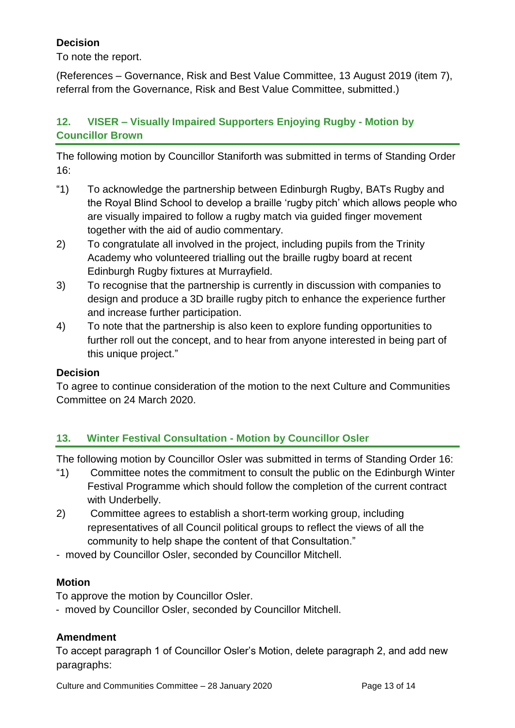### Decision

To note the report.

(References – Governance, Risk and Best Value Committee, 13 August 2019 (item 7), referral from the Governance, Risk and Best Value Committee, submitted.)

## 12. VISER – Visually Impaired Supporters Enjoying Rugby - Motion by Councillor Brown

The following motion by Councillor Staniforth was submitted in terms of Standing Order 16:

"1) To acknowledge the partnership between Edinburgh Rugby, BATs Rugby and the Royal Blind School to develop a braille 'rugby pitch' which allows people who are visually impaired to follow a rugby match via guided finger movement together with the aid of audio commentary.

2) To congratulate all involved in the project, including pupils from the Trinity Academy who volunteered trialling out the braille rugby board at recent Edinburgh Rugby fixtures at Murrayfield.

3) To recognise that the partnership is currently in discussion with companies to design and produce a 3D braille rugby pitch to enhance the experience further and increase further participation.

4) To note that the partnership is also keen to explore funding opportunities to further roll out the concept, and to hear from anyone interested in being part of this unique project."

### Decision

To agree to continue consideration of the motion to the next Culture and Communities Committee on 24 March 2020.

## 13. Winter Festival Consultation - Motion by Councillor Osler

The following motion by Councillor Osler was submitted in terms of Standing Order 16:

"1) Committee notes the commitment to consult the public on the Edinburgh Winter Festival Programme which should follow the completion of the current contract with Underbelly.

2) Committee agrees to establish a short-term working group, including representatives of all Council political groups to reflect the views of all the community to help shape the content of that Consultation."

- moved by Councillor Osler, seconded by Councillor Mitchell.

### Motion

To approve the motion by Councillor Osler.

- moved by Councillor Osler, seconded by Councillor Mitchell.

### Amendment

To accept paragraph 1 of Councillor Osler's Motion, delete paragraph 2, and add new paragraphs: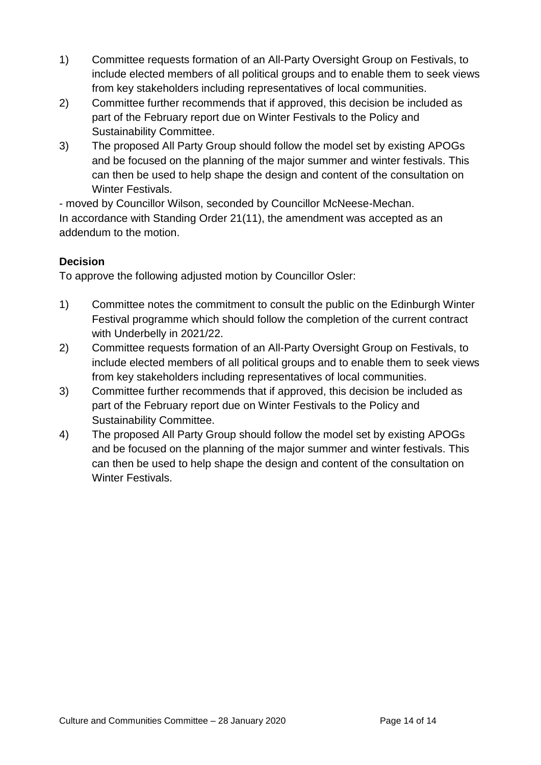1) Committee requests formation of an All-Party Oversight Group on Festivals, to include elected members of all political groups and to enable them to seek views from key stakeholders including representatives of local communities.
2) Committee further recommends that if approved, this decision be included as part of the February report due on Winter Festivals to the Policy and Sustainability Committee.
3) The proposed All Party Group should follow the model set by existing APOGs and be focused on the planning of the major summer and winter festivals. This can then be used to help shape the design and content of the consultation on Winter Festivals.

- moved by Councillor Wilson, seconded by Councillor McNeese-Mechan.

In accordance with Standing Order 21(11), the amendment was accepted as an addendum to the motion.

### Decision

To approve the following adjusted motion by Councillor Osler:

1) Committee notes the commitment to consult the public on the Edinburgh Winter Festival programme which should follow the completion of the current contract with Underbelly in 2021/22.
2) Committee requests formation of an All-Party Oversight Group on Festivals, to include elected members of all political groups and to enable them to seek views from key stakeholders including representatives of local communities.
3) Committee further recommends that if approved, this decision be included as part of the February report due on Winter Festivals to the Policy and Sustainability Committee.
4) The proposed All Party Group should follow the model set by existing APOGs and be focused on the planning of the major summer and winter festivals. This can then be used to help shape the design and content of the consultation on Winter Festivals.